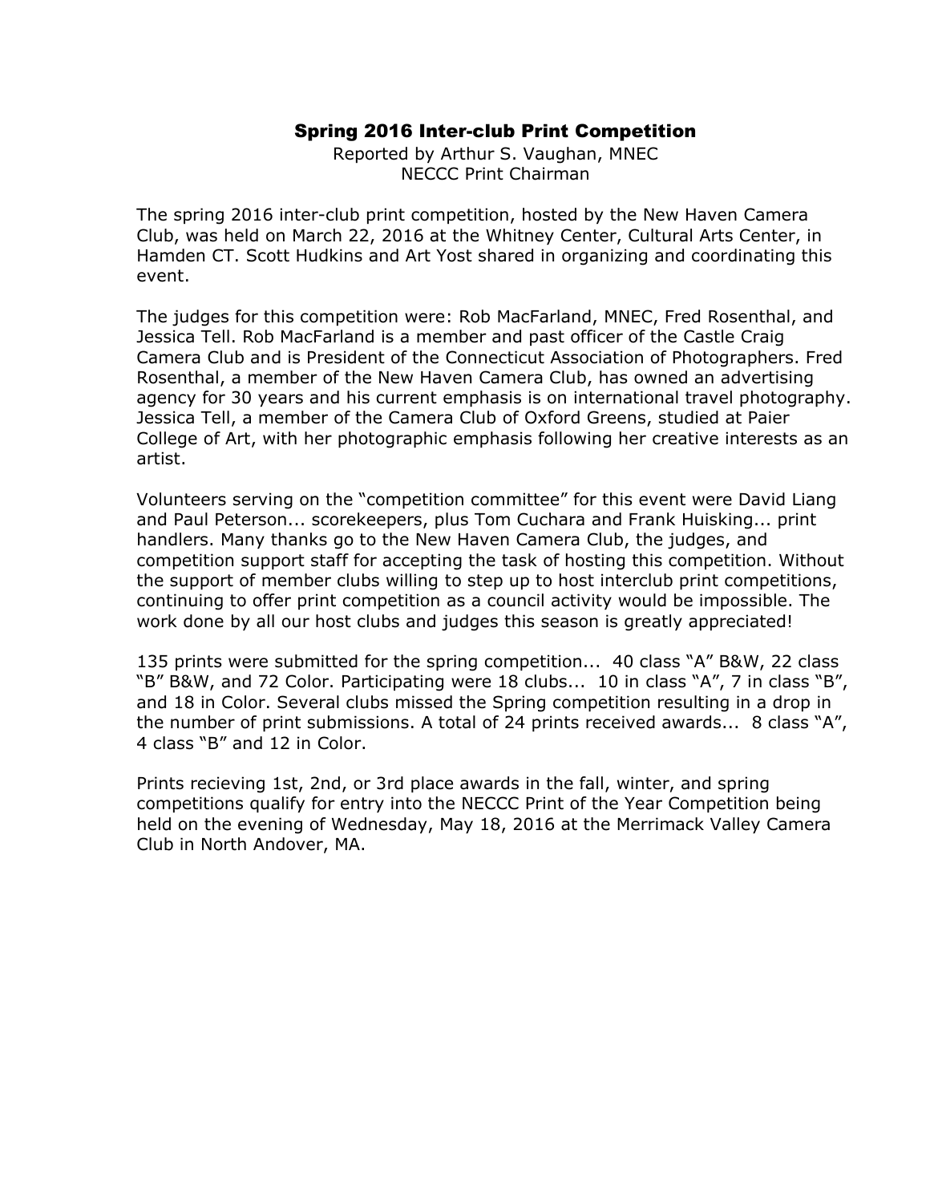# Spring 2016 Inter-club Print Competition

Reported by Arthur S. Vaughan, MNEC
NECCC Print Chairman

The spring 2016 inter-club print competition, hosted by the New Haven Camera Club, was held on March 22, 2016 at the Whitney Center, Cultural Arts Center, in Hamden CT. Scott Hudkins and Art Yost shared in organizing and coordinating this event.

The judges for this competition were: Rob MacFarland, MNEC, Fred Rosenthal, and Jessica Tell. Rob MacFarland is a member and past officer of the Castle Craig Camera Club and is President of the Connecticut Association of Photographers. Fred Rosenthal, a member of the New Haven Camera Club, has owned an advertising agency for 30 years and his current emphasis is on international travel photography. Jessica Tell, a member of the Camera Club of Oxford Greens, studied at Paier College of Art, with her photographic emphasis following her creative interests as an artist.

Volunteers serving on the "competition committee" for this event were David Liang and Paul Peterson... scorekeepers, plus Tom Cuchara and Frank Huisking... print handlers. Many thanks go to the New Haven Camera Club, the judges, and competition support staff for accepting the task of hosting this competition. Without the support of member clubs willing to step up to host interclub print competitions, continuing to offer print competition as a council activity would be impossible. The work done by all our host clubs and judges this season is greatly appreciated!

135 prints were submitted for the spring competition... 40 class "A" B&W, 22 class "B" B&W, and 72 Color. Participating were 18 clubs... 10 in class "A", 7 in class "B", and 18 in Color. Several clubs missed the Spring competition resulting in a drop in the number of print submissions. A total of 24 prints received awards... 8 class "A", 4 class "B" and 12 in Color.

Prints recieving 1st, 2nd, or 3rd place awards in the fall, winter, and spring competitions qualify for entry into the NECCC Print of the Year Competition being held on the evening of Wednesday, May 18, 2016 at the Merrimack Valley Camera Club in North Andover, MA.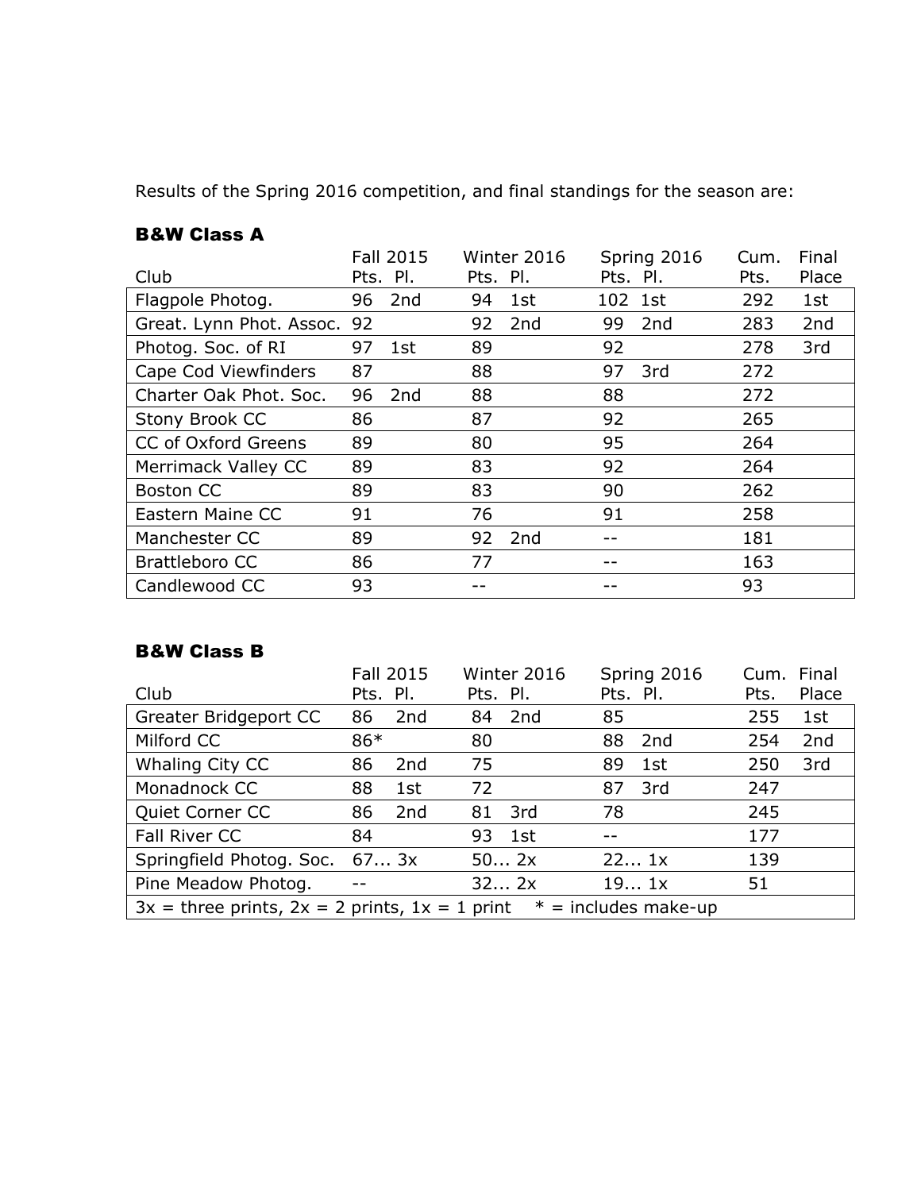Results of the Spring 2016 competition, and final standings for the season are:

### B&W Class A

| Club | Fall 2015 Pts. | Pl. | Winter 2016 Pts. | Pl. | Spring 2016 Pts. | Pl. | Cum. Pts. | Final Place |
|---|---|---|---|---|---|---|---|---|
| Flagpole Photog. | 96 | 2nd | 94 | 1st | 102 | 1st | 292 | 1st |
| Great. Lynn Phot. Assoc. | 92 | | 92 | 2nd | 99 | 2nd | 283 | 2nd |
| Photog. Soc. of RI | 97 | 1st | 89 | | 92 | | 278 | 3rd |
| Cape Cod Viewfinders | 87 | | 88 | | 97 | 3rd | 272 | |
| Charter Oak Phot. Soc. | 96 | 2nd | 88 | | 88 | | 272 | |
| Stony Brook CC | 86 | | 87 | | 92 | | 265 | |
| CC of Oxford Greens | 89 | | 80 | | 95 | | 264 | |
| Merrimack Valley CC | 89 | | 83 | | 92 | | 264 | |
| Boston CC | 89 | | 83 | | 90 | | 262 | |
| Eastern Maine CC | 91 | | 76 | | 91 | | 258 | |
| Manchester CC | 89 | | 92 | 2nd | -- | | 181 | |
| Brattleboro CC | 86 | | 77 | | -- | | 163 | |
| Candlewood CC | 93 | | -- | | -- | | 93 | |

### B&W Class B

| Club | Fall 2015 Pts. | Pl. | Winter 2016 Pts. | Pl. | Spring 2016 Pts. | Pl. | Cum. Pts. | Final Place |
|---|---|---|---|---|---|---|---|---|
| Greater Bridgeport CC | 86 | 2nd | 84 | 2nd | 85 | | 255 | 1st |
| Milford CC | 86* | | 80 | | 88 | 2nd | 254 | 2nd |
| Whaling City CC | 86 | 2nd | 75 | | 89 | 1st | 250 | 3rd |
| Monadnock CC | 88 | 1st | 72 | | 87 | 3rd | 247 | |
| Quiet Corner CC | 86 | 2nd | 81 | 3rd | 78 | | 245 | |
| Fall River CC | 84 | | 93 | 1st | -- | | 177 | |
| Springfield Photog. Soc. | 67... 3x | | 50... 2x | | 22... 1x | | 139 | |
| Pine Meadow Photog. | -- | | 32... 2x | | 19... 1x | | 51 | |

3x = three prints, 2x = 2 prints, 1x = 1 print * = includes make-up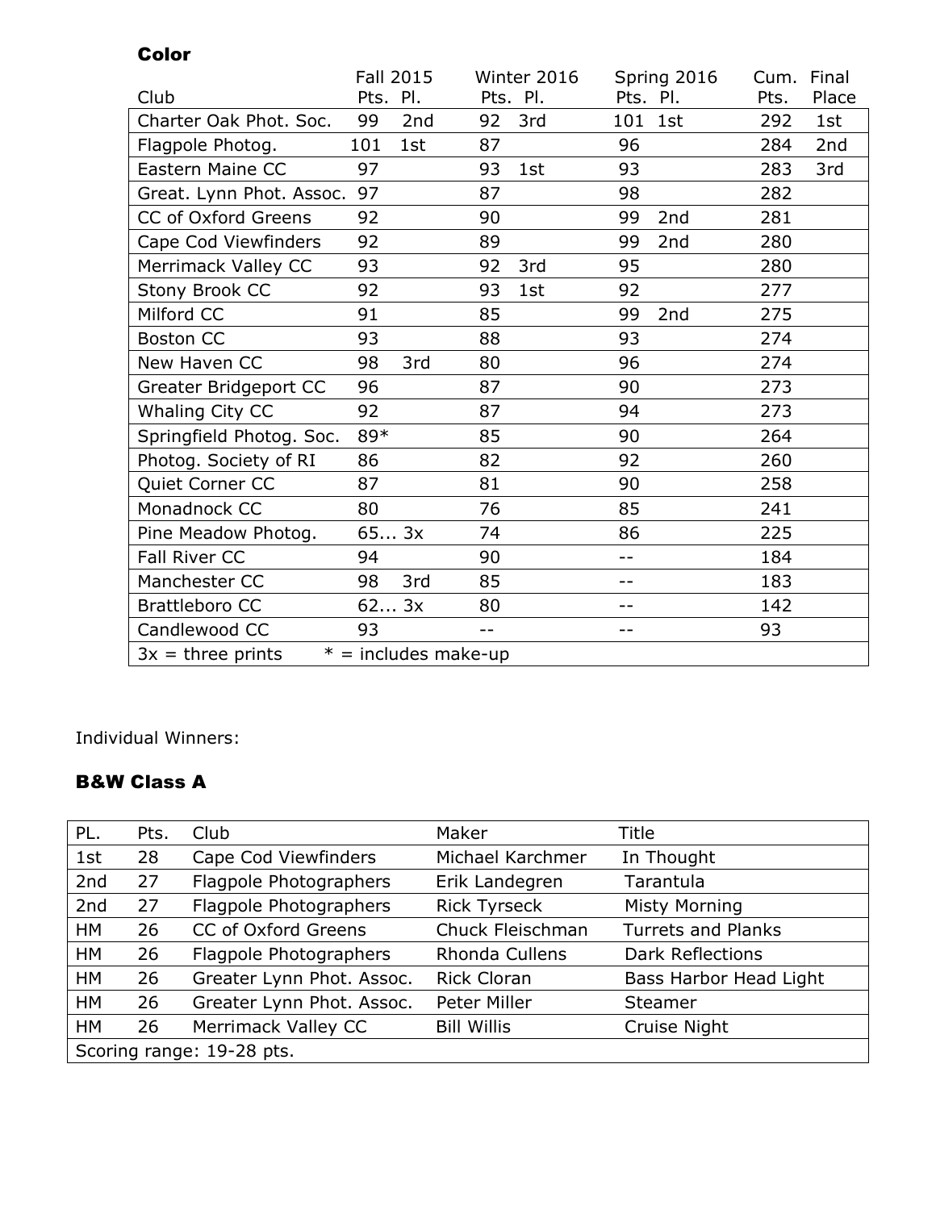### Color

| Club | Fall 2015 Pts. | Fall 2015 Pl. | Winter 2016 Pts. | Winter 2016 Pl. | Spring 2016 Pts. | Spring 2016 Pl. | Cum. Pts. | Final Place |
|---|---|---|---|---|---|---|---|---|
| Charter Oak Phot. Soc. | 99 | 2nd | 92 | 3rd | 101 | 1st | 292 | 1st |
| Flagpole Photog. | 101 | 1st | 87 | | 96 | | 284 | 2nd |
| Eastern Maine CC | 97 | | 93 | 1st | 93 | | 283 | 3rd |
| Great. Lynn Phot. Assoc. | 97 | | 87 | | 98 | | 282 | |
| CC of Oxford Greens | 92 | | 90 | | 99 | 2nd | 281 | |
| Cape Cod Viewfinders | 92 | | 89 | | 99 | 2nd | 280 | |
| Merrimack Valley CC | 93 | | 92 | 3rd | 95 | | 280 | |
| Stony Brook CC | 92 | | 93 | 1st | 92 | | 277 | |
| Milford CC | 91 | | 85 | | 99 | 2nd | 275 | |
| Boston CC | 93 | | 88 | | 93 | | 274 | |
| New Haven CC | 98 | 3rd | 80 | | 96 | | 274 | |
| Greater Bridgeport CC | 96 | | 87 | | 90 | | 273 | |
| Whaling City CC | 92 | | 87 | | 94 | | 273 | |
| Springfield Photog. Soc. | 89* | | 85 | | 90 | | 264 | |
| Photog. Society of RI | 86 | | 82 | | 92 | | 260 | |
| Quiet Corner CC | 87 | | 81 | | 90 | | 258 | |
| Monadnock CC | 80 | | 76 | | 85 | | 241 | |
| Pine Meadow Photog. | 65... 3x | | 74 | | 86 | | 225 | |
| Fall River CC | 94 | | 90 | | -- | | 184 | |
| Manchester CC | 98 | 3rd | 85 | | -- | | 183 | |
| Brattleboro CC | 62... 3x | | 80 | | -- | | 142 | |
| Candlewood CC | 93 | | -- | | -- | | 93 | |
| 3x = three prints | * = includes make-up | | | | | | | |

Individual Winners:

### B&W Class A

| PL. | Pts. | Club | Maker | Title |
|---|---|---|---|---|
| 1st | 28 | Cape Cod Viewfinders | Michael Karchmer | In Thought |
| 2nd | 27 | Flagpole Photographers | Erik Landegren | Tarantula |
| 2nd | 27 | Flagpole Photographers | Rick Tyrseck | Misty Morning |
| HM | 26 | CC of Oxford Greens | Chuck Fleischman | Turrets and Planks |
| HM | 26 | Flagpole Photographers | Rhonda Cullens | Dark Reflections |
| HM | 26 | Greater Lynn Phot. Assoc. | Rick Cloran | Bass Harbor Head Light |
| HM | 26 | Greater Lynn Phot. Assoc. | Peter Miller | Steamer |
| HM | 26 | Merrimack Valley CC | Bill Willis | Cruise Night |
| Scoring range: 19-28 pts. | | | | |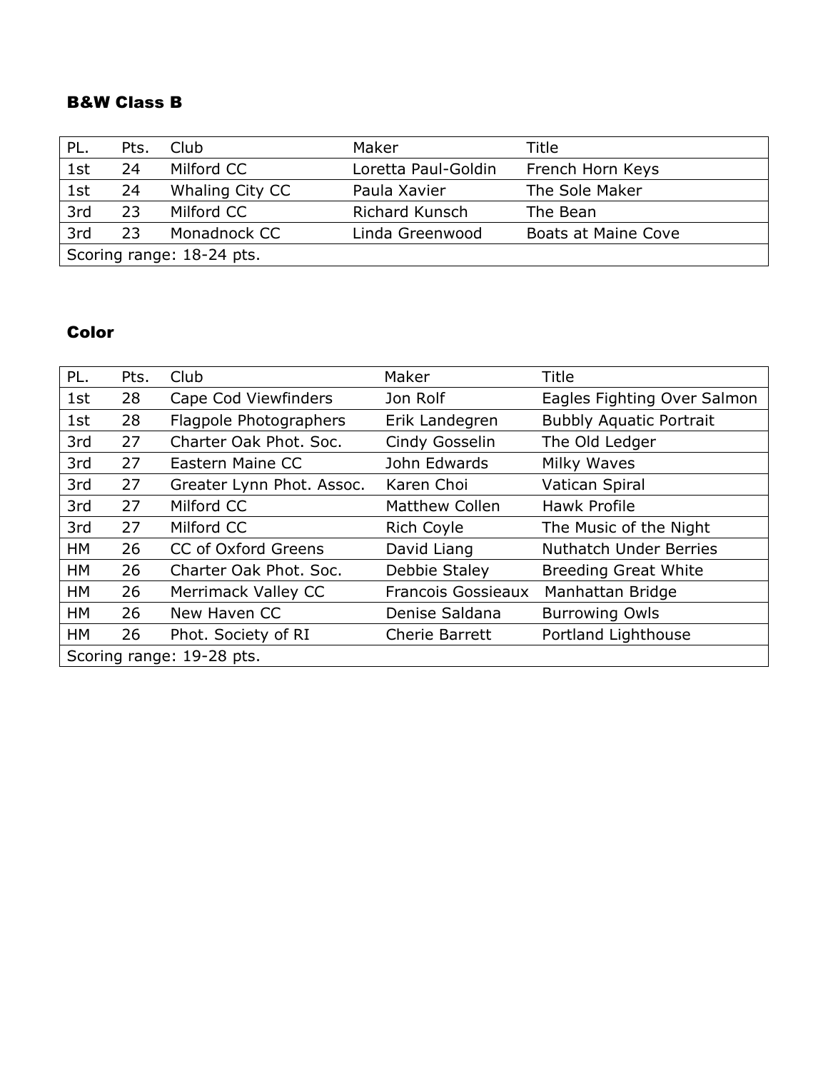### B&W Class B

| PL. | Pts. | Club | Maker | Title |
|---|---|---|---|---|
| 1st | 24 | Milford CC | Loretta Paul-Goldin | French Horn Keys |
| 1st | 24 | Whaling City CC | Paula Xavier | The Sole Maker |
| 3rd | 23 | Milford CC | Richard Kunsch | The Bean |
| 3rd | 23 | Monadnock CC | Linda Greenwood | Boats at Maine Cove |
| Scoring range: 18-24 pts. | | | | |

### Color

| PL. | Pts. | Club | Maker | Title |
|---|---|---|---|---|
| 1st | 28 | Cape Cod Viewfinders | Jon Rolf | Eagles Fighting Over Salmon |
| 1st | 28 | Flagpole Photographers | Erik Landegren | Bubbly Aquatic Portrait |
| 3rd | 27 | Charter Oak Phot. Soc. | Cindy Gosselin | The Old Ledger |
| 3rd | 27 | Eastern Maine CC | John Edwards | Milky Waves |
| 3rd | 27 | Greater Lynn Phot. Assoc. | Karen Choi | Vatican Spiral |
| 3rd | 27 | Milford CC | Matthew Collen | Hawk Profile |
| 3rd | 27 | Milford CC | Rich Coyle | The Music of the Night |
| HM | 26 | CC of Oxford Greens | David Liang | Nuthatch Under Berries |
| HM | 26 | Charter Oak Phot. Soc. | Debbie Staley | Breeding Great White |
| HM | 26 | Merrimack Valley CC | Francois Gossieaux | Manhattan Bridge |
| HM | 26 | New Haven CC | Denise Saldana | Burrowing Owls |
| HM | 26 | Phot. Society of RI | Cherie Barrett | Portland Lighthouse |
| Scoring range: 19-28 pts. | | | | |